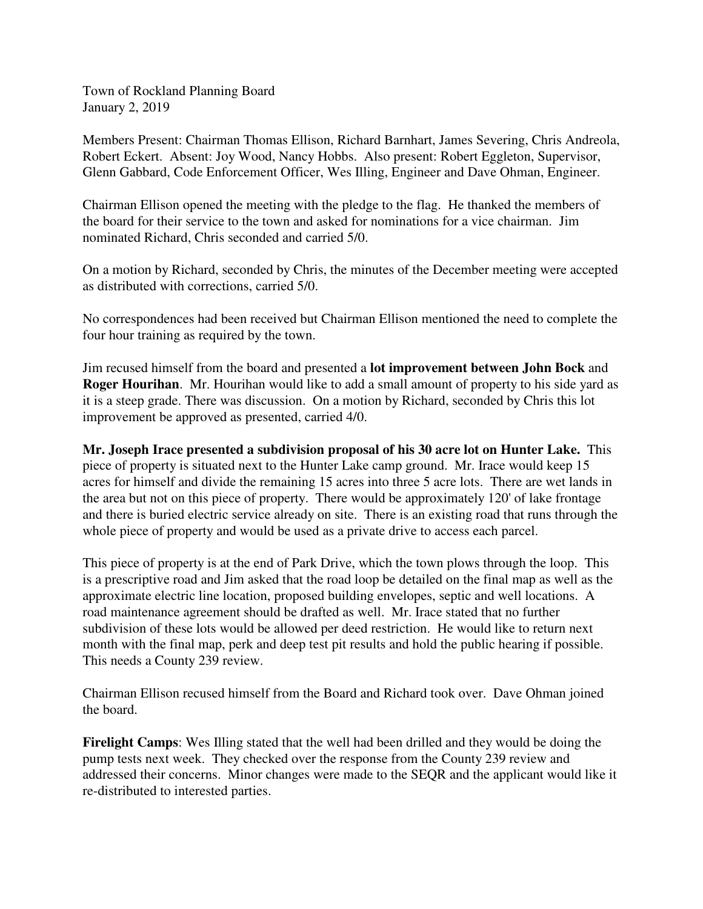Town of Rockland Planning Board
January 2, 2019

Members Present: Chairman Thomas Ellison, Richard Barnhart, James Severing, Chris Andreola, Robert Eckert. Absent: Joy Wood, Nancy Hobbs. Also present: Robert Eggleton, Supervisor, Glenn Gabbard, Code Enforcement Officer, Wes Illing, Engineer and Dave Ohman, Engineer.

Chairman Ellison opened the meeting with the pledge to the flag. He thanked the members of the board for their service to the town and asked for nominations for a vice chairman. Jim nominated Richard, Chris seconded and carried 5/0.

On a motion by Richard, seconded by Chris, the minutes of the December meeting were accepted as distributed with corrections, carried 5/0.

No correspondences had been received but Chairman Ellison mentioned the need to complete the four hour training as required by the town.

Jim recused himself from the board and presented a **lot improvement between John Bock** and **Roger Hourihan**. Mr. Hourihan would like to add a small amount of property to his side yard as it is a steep grade. There was discussion. On a motion by Richard, seconded by Chris this lot improvement be approved as presented, carried 4/0.

**Mr. Joseph Irace presented a subdivision proposal of his 30 acre lot on Hunter Lake.** This piece of property is situated next to the Hunter Lake camp ground. Mr. Irace would keep 15 acres for himself and divide the remaining 15 acres into three 5 acre lots. There are wet lands in the area but not on this piece of property. There would be approximately 120' of lake frontage and there is buried electric service already on site. There is an existing road that runs through the whole piece of property and would be used as a private drive to access each parcel.

This piece of property is at the end of Park Drive, which the town plows through the loop. This is a prescriptive road and Jim asked that the road loop be detailed on the final map as well as the approximate electric line location, proposed building envelopes, septic and well locations. A road maintenance agreement should be drafted as well. Mr. Irace stated that no further subdivision of these lots would be allowed per deed restriction. He would like to return next month with the final map, perk and deep test pit results and hold the public hearing if possible. This needs a County 239 review.

Chairman Ellison recused himself from the Board and Richard took over. Dave Ohman joined the board.

**Firelight Camps**: Wes Illing stated that the well had been drilled and they would be doing the pump tests next week. They checked over the response from the County 239 review and addressed their concerns. Minor changes were made to the SEQR and the applicant would like it re-distributed to interested parties.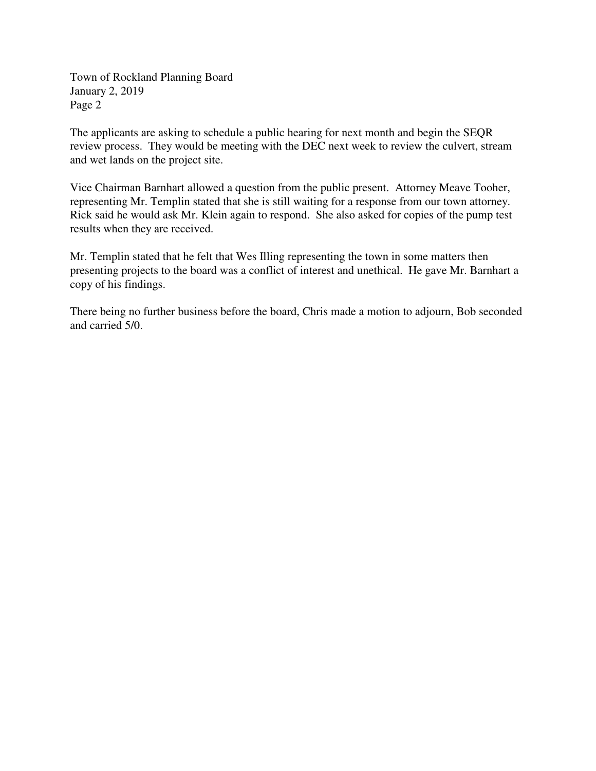The applicants are asking to schedule a public hearing for next month and begin the SEQR review process. They would be meeting with the DEC next week to review the culvert, stream and wet lands on the project site.

Vice Chairman Barnhart allowed a question from the public present. Attorney Meave Tooher, representing Mr. Templin stated that she is still waiting for a response from our town attorney. Rick said he would ask Mr. Klein again to respond. She also asked for copies of the pump test results when they are received.

Mr. Templin stated that he felt that Wes Illing representing the town in some matters then presenting projects to the board was a conflict of interest and unethical. He gave Mr. Barnhart a copy of his findings.

There being no further business before the board, Chris made a motion to adjourn, Bob seconded and carried 5/0.